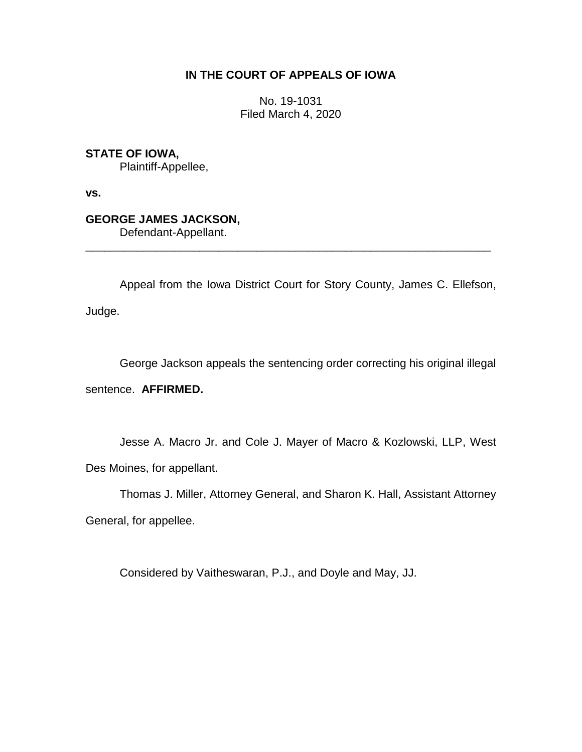**IN THE COURT OF APPEALS OF IOWA**

No. 19-1031
Filed March 4, 2020

**STATE OF IOWA,**
Plaintiff-Appellee,

**vs.**

**GEORGE JAMES JACKSON,**
Defendant-Appellant.

---

Appeal from the Iowa District Court for Story County, James C. Ellefson, Judge.

George Jackson appeals the sentencing order correcting his original illegal sentence. **AFFIRMED.**

Jesse A. Macro Jr. and Cole J. Mayer of Macro & Kozlowski, LLP, West Des Moines, for appellant.

Thomas J. Miller, Attorney General, and Sharon K. Hall, Assistant Attorney General, for appellee.

Considered by Vaitheswaran, P.J., and Doyle and May, JJ.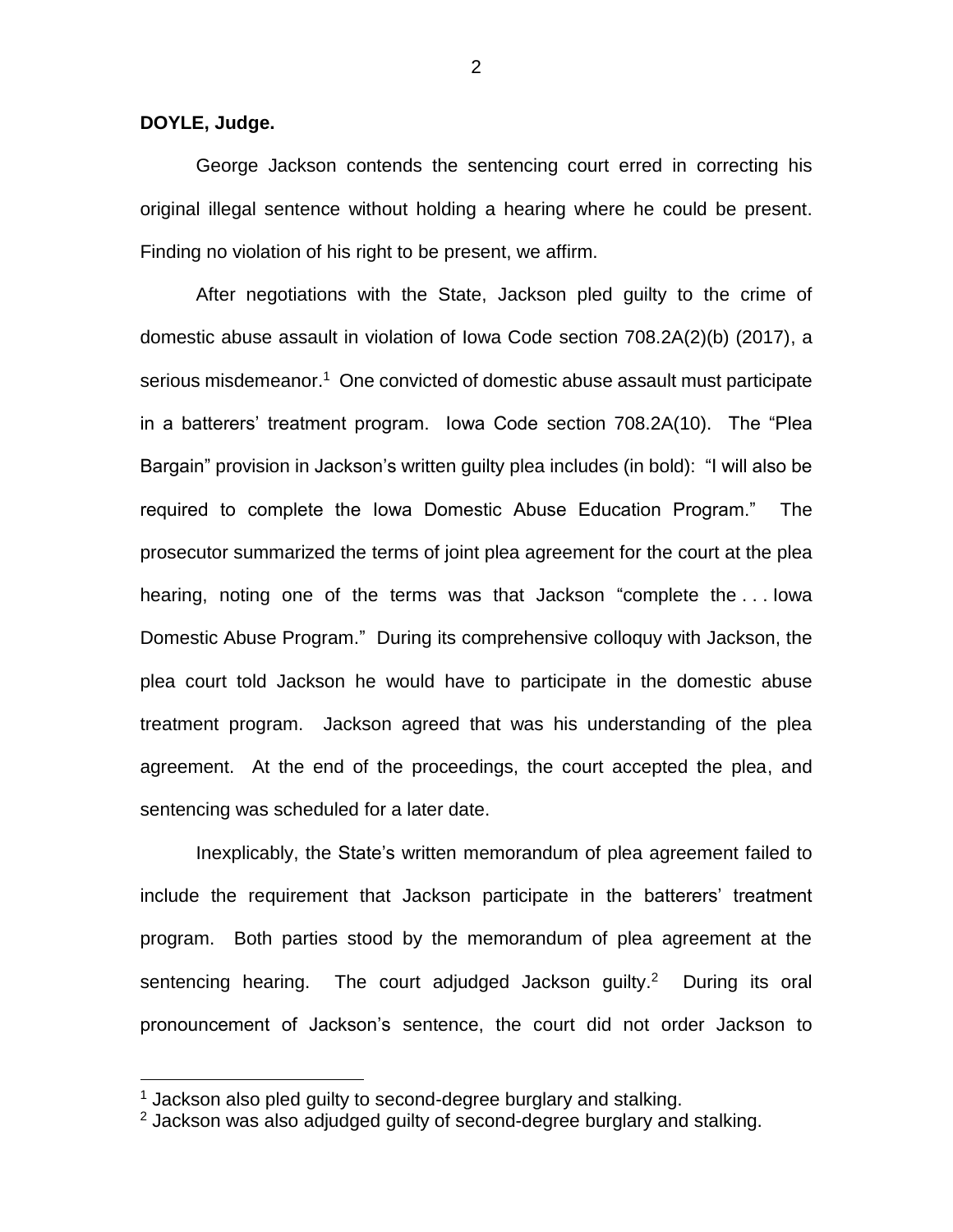**DOYLE, Judge.**

George Jackson contends the sentencing court erred in correcting his original illegal sentence without holding a hearing where he could be present. Finding no violation of his right to be present, we affirm.

After negotiations with the State, Jackson pled guilty to the crime of domestic abuse assault in violation of Iowa Code section 708.2A(2)(b) (2017), a serious misdemeanor.[1] One convicted of domestic abuse assault must participate in a batterers' treatment program. Iowa Code section 708.2A(10). The "Plea Bargain" provision in Jackson's written guilty plea includes (in bold): "I will also be required to complete the Iowa Domestic Abuse Education Program." The prosecutor summarized the terms of joint plea agreement for the court at the plea hearing, noting one of the terms was that Jackson "complete the . . . Iowa Domestic Abuse Program." During its comprehensive colloquy with Jackson, the plea court told Jackson he would have to participate in the domestic abuse treatment program. Jackson agreed that was his understanding of the plea agreement. At the end of the proceedings, the court accepted the plea, and sentencing was scheduled for a later date.

Inexplicably, the State's written memorandum of plea agreement failed to include the requirement that Jackson participate in the batterers' treatment program. Both parties stood by the memorandum of plea agreement at the sentencing hearing. The court adjudged Jackson guilty.[2] During its oral pronouncement of Jackson's sentence, the court did not order Jackson to

[1] Jackson also pled guilty to second-degree burglary and stalking.

[2] Jackson was also adjudged guilty of second-degree burglary and stalking.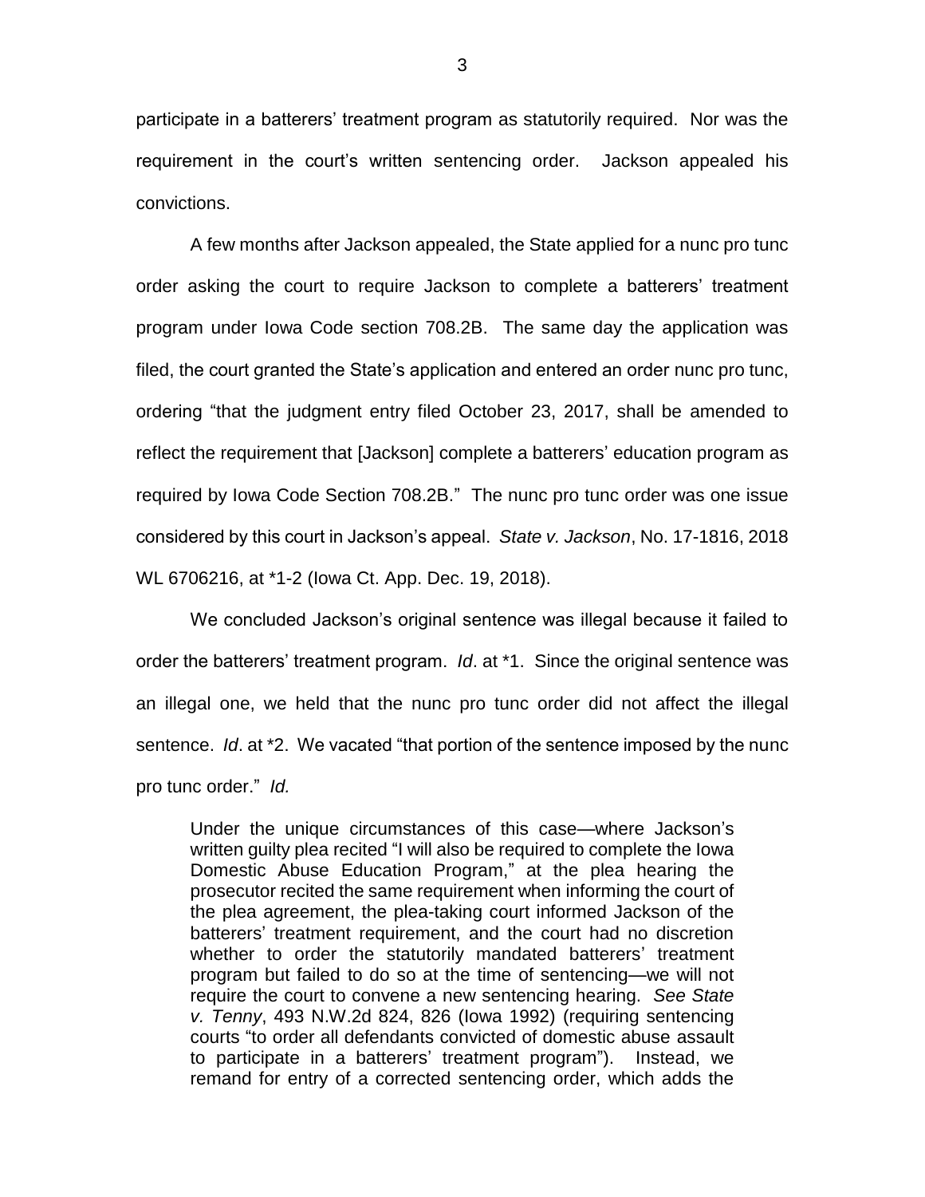participate in a batterers' treatment program as statutorily required. Nor was the requirement in the court's written sentencing order. Jackson appealed his convictions.

A few months after Jackson appealed, the State applied for a nunc pro tunc order asking the court to require Jackson to complete a batterers' treatment program under Iowa Code section 708.2B. The same day the application was filed, the court granted the State's application and entered an order nunc pro tunc, ordering "that the judgment entry filed October 23, 2017, shall be amended to reflect the requirement that [Jackson] complete a batterers' education program as required by Iowa Code Section 708.2B." The nunc pro tunc order was one issue considered by this court in Jackson's appeal. *State v. Jackson*, No. 17-1816, 2018 WL 6706216, at *1-2 (Iowa Ct. App. Dec. 19, 2018).

We concluded Jackson's original sentence was illegal because it failed to order the batterers' treatment program. *Id*. at *1. Since the original sentence was an illegal one, we held that the nunc pro tunc order did not affect the illegal sentence. *Id*. at *2. We vacated "that portion of the sentence imposed by the nunc pro tunc order." *Id.*

> Under the unique circumstances of this case—where Jackson's written guilty plea recited "I will also be required to complete the Iowa Domestic Abuse Education Program," at the plea hearing the prosecutor recited the same requirement when informing the court of the plea agreement, the plea-taking court informed Jackson of the batterers' treatment requirement, and the court had no discretion whether to order the statutorily mandated batterers' treatment program but failed to do so at the time of sentencing—we will not require the court to convene a new sentencing hearing. *See State v. Tenny*, 493 N.W.2d 824, 826 (Iowa 1992) (requiring sentencing courts "to order all defendants convicted of domestic abuse assault to participate in a batterers' treatment program"). Instead, we remand for entry of a corrected sentencing order, which adds the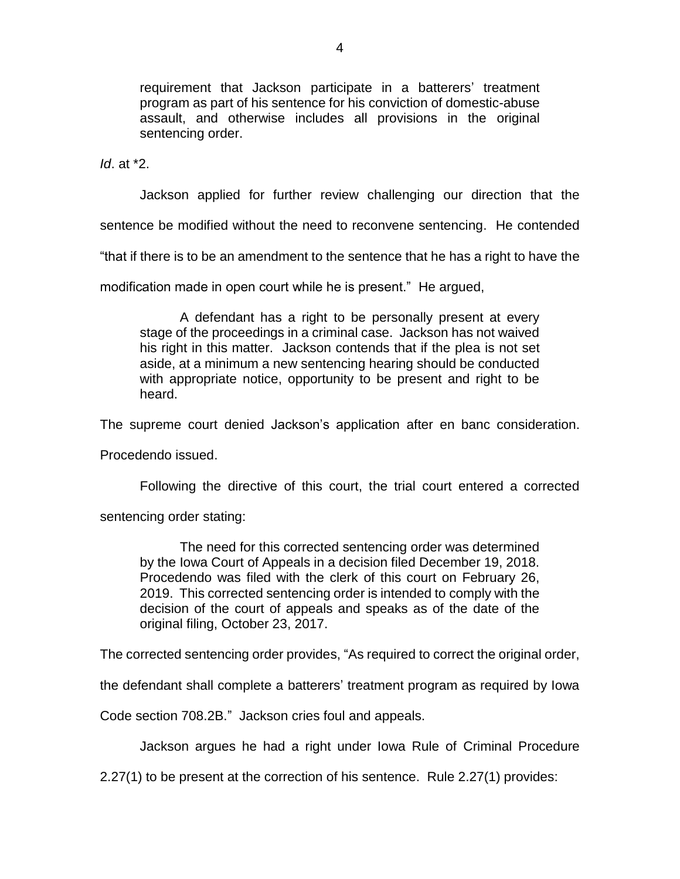> requirement that Jackson participate in a batterers' treatment program as part of his sentence for his conviction of domestic-abuse assault, and otherwise includes all provisions in the original sentencing order.

*Id*. at *2.

Jackson applied for further review challenging our direction that the sentence be modified without the need to reconvene sentencing. He contended "that if there is to be an amendment to the sentence that he has a right to have the modification made in open court while he is present." He argued,

> A defendant has a right to be personally present at every stage of the proceedings in a criminal case. Jackson has not waived his right in this matter. Jackson contends that if the plea is not set aside, at a minimum a new sentencing hearing should be conducted with appropriate notice, opportunity to be present and right to be heard.

The supreme court denied Jackson's application after en banc consideration. Procedendo issued.

Following the directive of this court, the trial court entered a corrected sentencing order stating:

> The need for this corrected sentencing order was determined by the Iowa Court of Appeals in a decision filed December 19, 2018. Procedendo was filed with the clerk of this court on February 26, 2019. This corrected sentencing order is intended to comply with the decision of the court of appeals and speaks as of the date of the original filing, October 23, 2017.

The corrected sentencing order provides, "As required to correct the original order, the defendant shall complete a batterers' treatment program as required by Iowa Code section 708.2B." Jackson cries foul and appeals.

Jackson argues he had a right under Iowa Rule of Criminal Procedure 2.27(1) to be present at the correction of his sentence. Rule 2.27(1) provides: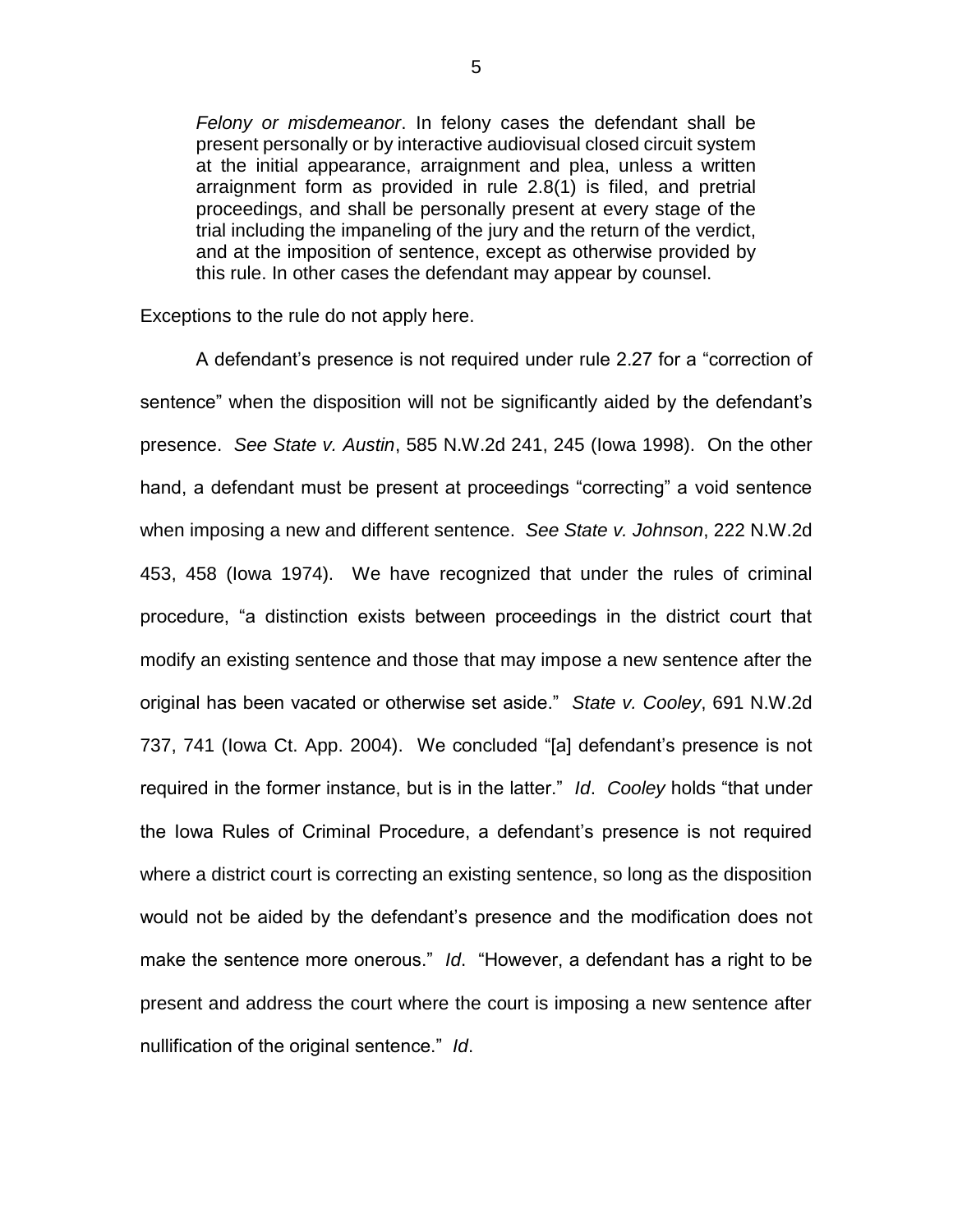> *Felony or misdemeanor*. In felony cases the defendant shall be present personally or by interactive audiovisual closed circuit system at the initial appearance, arraignment and plea, unless a written arraignment form as provided in rule 2.8(1) is filed, and pretrial proceedings, and shall be personally present at every stage of the trial including the impaneling of the jury and the return of the verdict, and at the imposition of sentence, except as otherwise provided by this rule. In other cases the defendant may appear by counsel.

Exceptions to the rule do not apply here.

A defendant's presence is not required under rule 2.27 for a "correction of sentence" when the disposition will not be significantly aided by the defendant's presence. *See State v. Austin*, 585 N.W.2d 241, 245 (Iowa 1998). On the other hand, a defendant must be present at proceedings "correcting" a void sentence when imposing a new and different sentence. *See State v. Johnson*, 222 N.W.2d 453, 458 (Iowa 1974). We have recognized that under the rules of criminal procedure, "a distinction exists between proceedings in the district court that modify an existing sentence and those that may impose a new sentence after the original has been vacated or otherwise set aside." *State v. Cooley*, 691 N.W.2d 737, 741 (Iowa Ct. App. 2004). We concluded "[a] defendant's presence is not required in the former instance, but is in the latter." *Id*. *Cooley* holds "that under the Iowa Rules of Criminal Procedure, a defendant's presence is not required where a district court is correcting an existing sentence, so long as the disposition would not be aided by the defendant's presence and the modification does not make the sentence more onerous." *Id*. "However, a defendant has a right to be present and address the court where the court is imposing a new sentence after nullification of the original sentence." *Id*.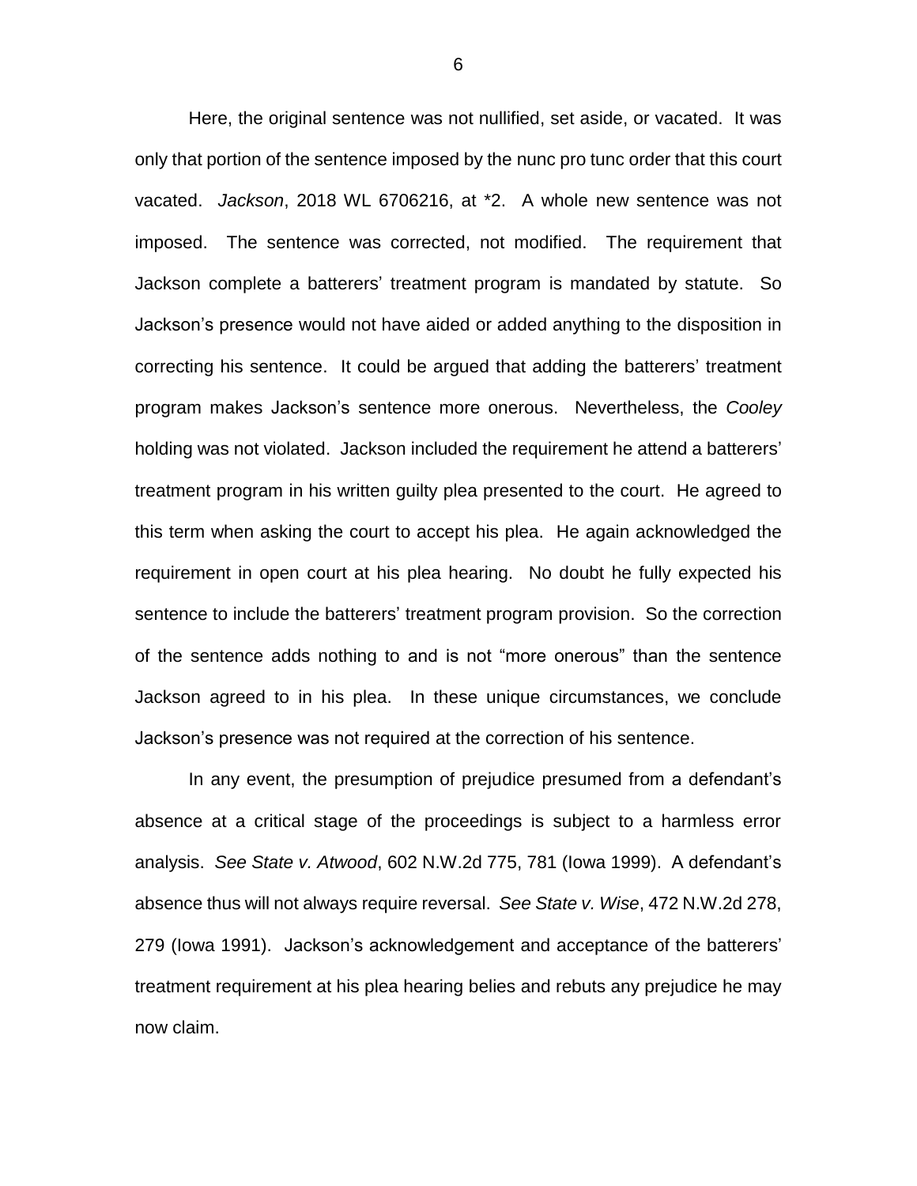Here, the original sentence was not nullified, set aside, or vacated. It was only that portion of the sentence imposed by the nunc pro tunc order that this court vacated. *Jackson*, 2018 WL 6706216, at *2. A whole new sentence was not imposed. The sentence was corrected, not modified. The requirement that Jackson complete a batterers' treatment program is mandated by statute. So Jackson's presence would not have aided or added anything to the disposition in correcting his sentence. It could be argued that adding the batterers' treatment program makes Jackson's sentence more onerous. Nevertheless, the *Cooley* holding was not violated. Jackson included the requirement he attend a batterers' treatment program in his written guilty plea presented to the court. He agreed to this term when asking the court to accept his plea. He again acknowledged the requirement in open court at his plea hearing. No doubt he fully expected his sentence to include the batterers' treatment program provision. So the correction of the sentence adds nothing to and is not "more onerous" than the sentence Jackson agreed to in his plea. In these unique circumstances, we conclude Jackson's presence was not required at the correction of his sentence.

In any event, the presumption of prejudice presumed from a defendant's absence at a critical stage of the proceedings is subject to a harmless error analysis. *See State v. Atwood*, 602 N.W.2d 775, 781 (Iowa 1999). A defendant's absence thus will not always require reversal. *See State v. Wise*, 472 N.W.2d 278, 279 (Iowa 1991). Jackson's acknowledgement and acceptance of the batterers' treatment requirement at his plea hearing belies and rebuts any prejudice he may now claim.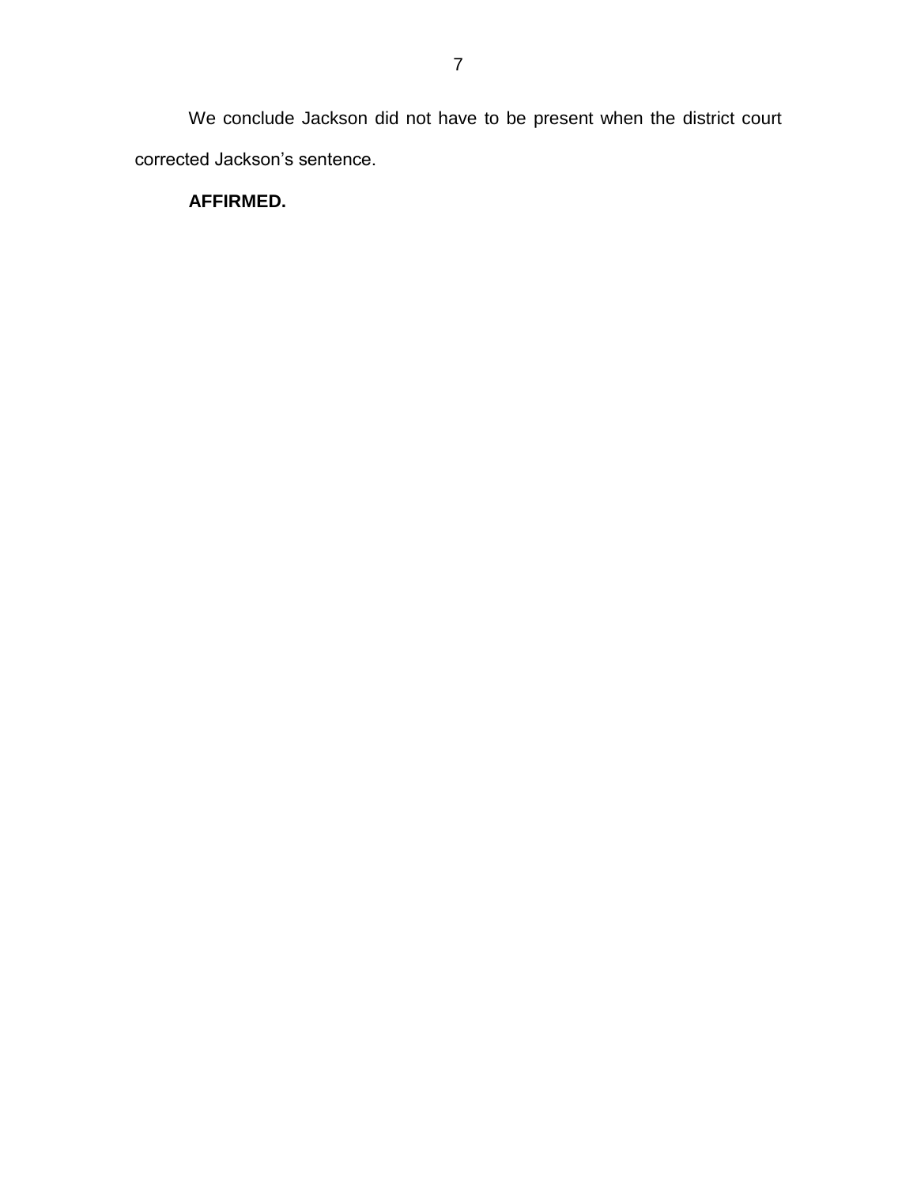We conclude Jackson did not have to be present when the district court corrected Jackson's sentence.

**AFFIRMED.**